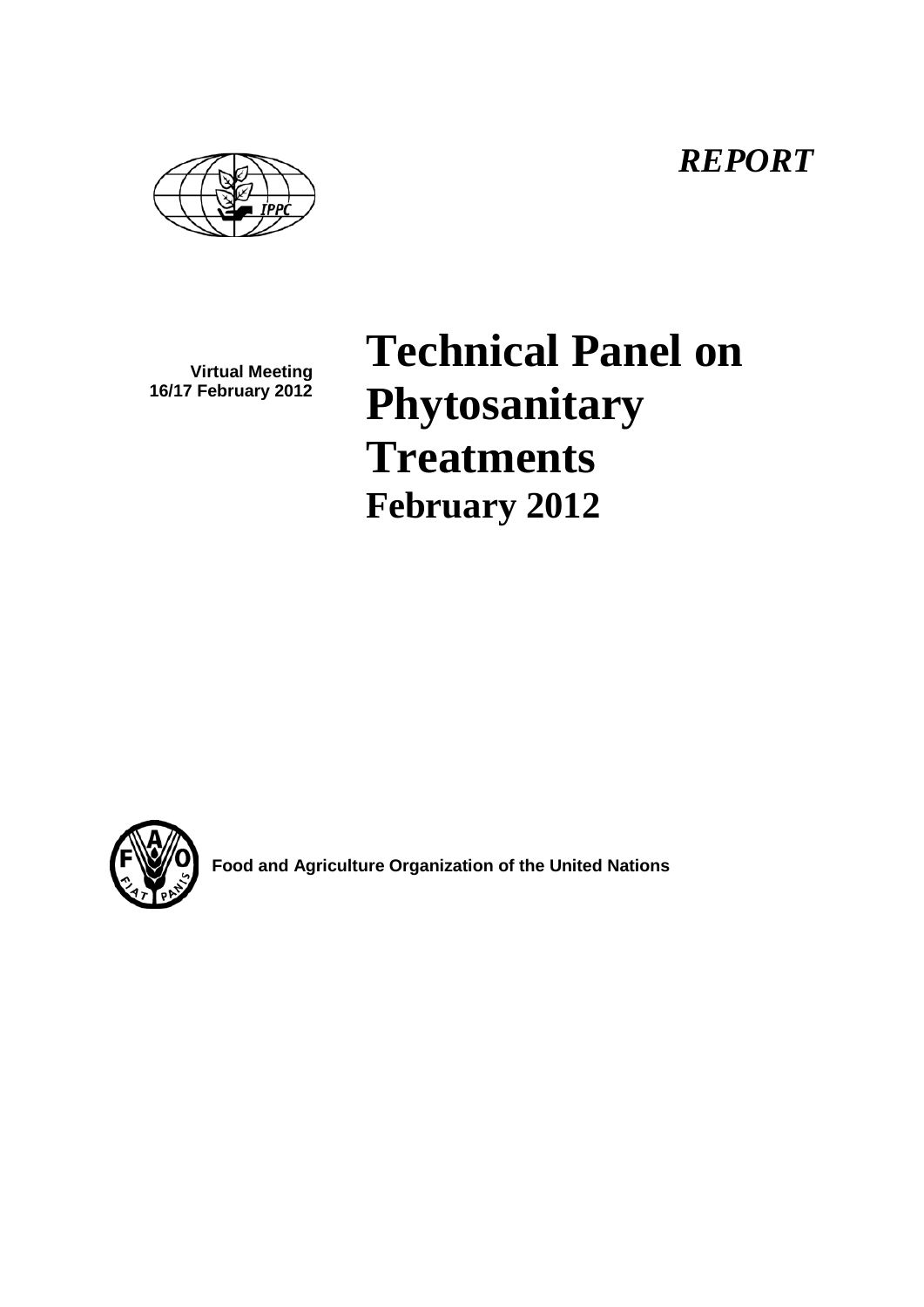*REPORT*

**Virtual Meeting**
**16/17 February 2012**

# Technical Panel on Phytosanitary Treatments

## February 2012

**Food and Agriculture Organization of the United Nations**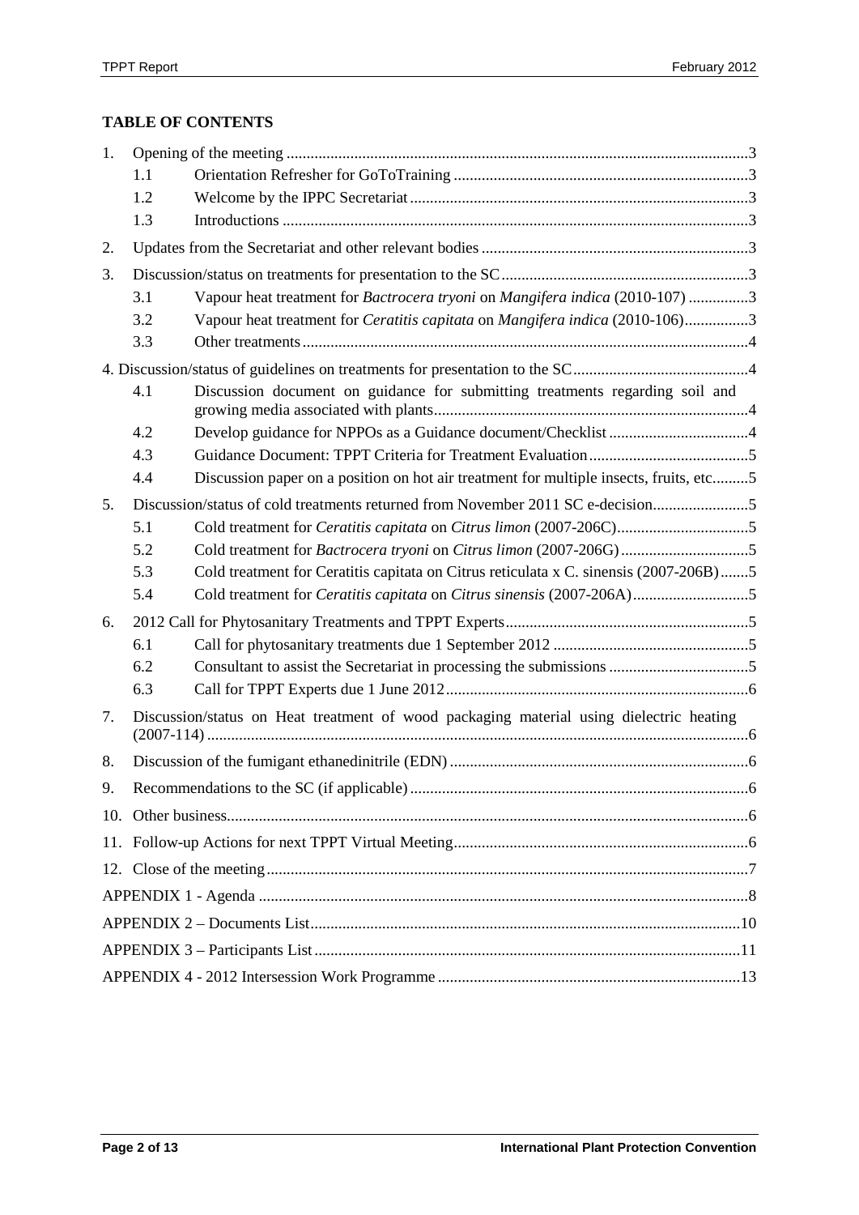**TABLE OF CONTENTS**

1. Opening of the meeting ... 3
   - 1.1 Orientation Refresher for GoToTraining ... 3
   - 1.2 Welcome by the IPPC Secretariat ... 3
   - 1.3 Introductions ... 3
2. Updates from the Secretariat and other relevant bodies ... 3
3. Discussion/status on treatments for presentation to the SC ... 3
   - 3.1 Vapour heat treatment for *Bactrocera tryoni* on *Mangifera indica* (2010-107) ... 3
   - 3.2 Vapour heat treatment for *Ceratitis capitata* on *Mangifera indica* (2010-106) ... 3
   - 3.3 Other treatments ... 4
4. Discussion/status of guidelines on treatments for presentation to the SC ... 4
   - 4.1 Discussion document on guidance for submitting treatments regarding soil and growing media associated with plants ... 4
   - 4.2 Develop guidance for NPPOs as a Guidance document/Checklist ... 4
   - 4.3 Guidance Document: TPPT Criteria for Treatment Evaluation ... 5
   - 4.4 Discussion paper on a position on hot air treatment for multiple insects, fruits, etc. ... 5
5. Discussion/status of cold treatments returned from November 2011 SC e-decision ... 5
   - 5.1 Cold treatment for *Ceratitis capitata* on *Citrus limon* (2007-206C) ... 5
   - 5.2 Cold treatment for *Bactrocera tryoni* on *Citrus limon* (2007-206G) ... 5
   - 5.3 Cold treatment for Ceratitis capitata on Citrus reticulata x C. sinensis (2007-206B) ... 5
   - 5.4 Cold treatment for *Ceratitis capitata* on *Citrus sinensis* (2007-206A) ... 5
6. 2012 Call for Phytosanitary Treatments and TPPT Experts ... 5
   - 6.1 Call for phytosanitary treatments due 1 September 2012 ... 5
   - 6.2 Consultant to assist the Secretariat in processing the submissions ... 5
   - 6.3 Call for TPPT Experts due 1 June 2012 ... 6
7. Discussion/status on Heat treatment of wood packaging material using dielectric heating (2007-114) ... 6
8. Discussion of the fumigant ethanedinitrile (EDN) ... 6
9. Recommendations to the SC (if applicable) ... 6
10. Other business ... 6
11. Follow-up Actions for next TPPT Virtual Meeting ... 6
12. Close of the meeting ... 7

APPENDIX 1 - Agenda ... 8

APPENDIX 2 – Documents List ... 10

APPENDIX 3 – Participants List ... 11

APPENDIX 4 - 2012 Intersession Work Programme ... 13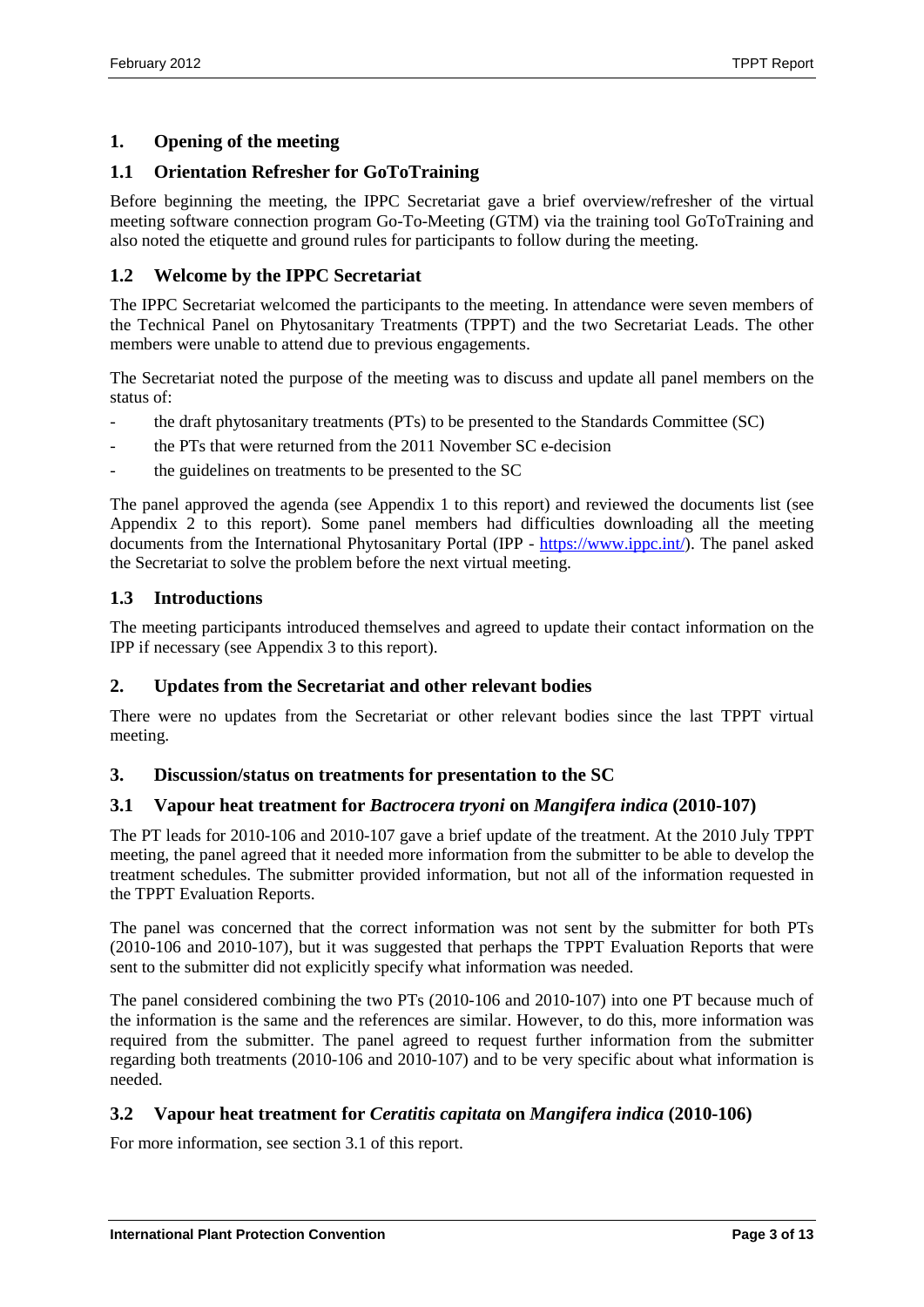## 1. Opening of the meeting

### 1.1 Orientation Refresher for GoToTraining

Before beginning the meeting, the IPPC Secretariat gave a brief overview/refresher of the virtual meeting software connection program Go-To-Meeting (GTM) via the training tool GoToTraining and also noted the etiquette and ground rules for participants to follow during the meeting.

### 1.2 Welcome by the IPPC Secretariat

The IPPC Secretariat welcomed the participants to the meeting. In attendance were seven members of the Technical Panel on Phytosanitary Treatments (TPPT) and the two Secretariat Leads. The other members were unable to attend due to previous engagements.

The Secretariat noted the purpose of the meeting was to discuss and update all panel members on the status of:

- the draft phytosanitary treatments (PTs) to be presented to the Standards Committee (SC)
- the PTs that were returned from the 2011 November SC e-decision
- the guidelines on treatments to be presented to the SC

The panel approved the agenda (see Appendix 1 to this report) and reviewed the documents list (see Appendix 2 to this report). Some panel members had difficulties downloading all the meeting documents from the International Phytosanitary Portal (IPP - https://www.ippc.int/). The panel asked the Secretariat to solve the problem before the next virtual meeting.

### 1.3 Introductions

The meeting participants introduced themselves and agreed to update their contact information on the IPP if necessary (see Appendix 3 to this report).

## 2. Updates from the Secretariat and other relevant bodies

There were no updates from the Secretariat or other relevant bodies since the last TPPT virtual meeting.

## 3. Discussion/status on treatments for presentation to the SC

### 3.1 Vapour heat treatment for *Bactrocera tryoni* on *Mangifera indica* (2010-107)

The PT leads for 2010-106 and 2010-107 gave a brief update of the treatment. At the 2010 July TPPT meeting, the panel agreed that it needed more information from the submitter to be able to develop the treatment schedules. The submitter provided information, but not all of the information requested in the TPPT Evaluation Reports.

The panel was concerned that the correct information was not sent by the submitter for both PTs (2010-106 and 2010-107), but it was suggested that perhaps the TPPT Evaluation Reports that were sent to the submitter did not explicitly specify what information was needed.

The panel considered combining the two PTs (2010-106 and 2010-107) into one PT because much of the information is the same and the references are similar. However, to do this, more information was required from the submitter. The panel agreed to request further information from the submitter regarding both treatments (2010-106 and 2010-107) and to be very specific about what information is needed.

### 3.2 Vapour heat treatment for *Ceratitis capitata* on *Mangifera indica* (2010-106)

For more information, see section 3.1 of this report.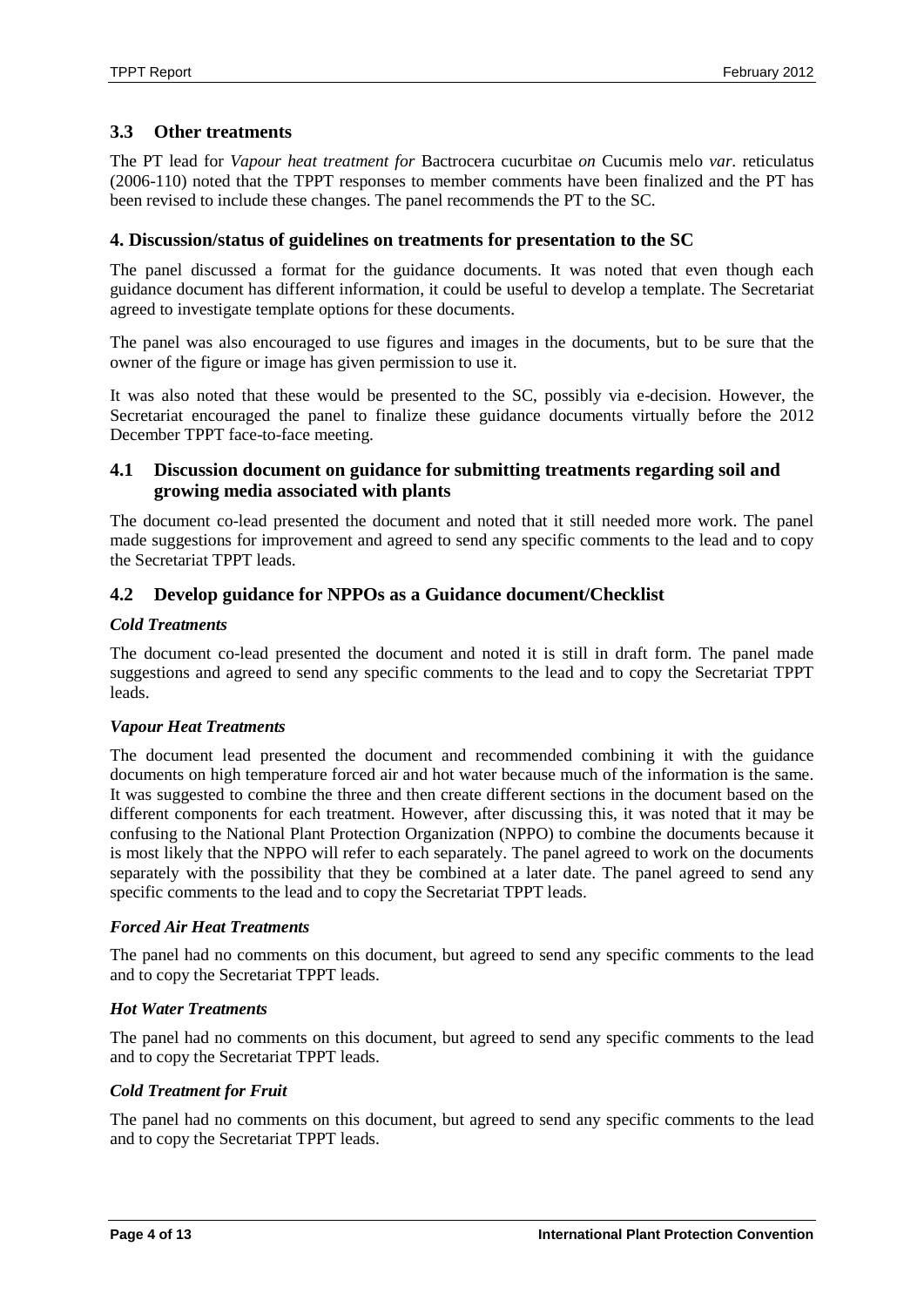## 3.3 Other treatments

The PT lead for *Vapour heat treatment for* Bactrocera cucurbitae *on* Cucumis melo *var.* reticulatus (2006-110) noted that the TPPT responses to member comments have been finalized and the PT has been revised to include these changes. The panel recommends the PT to the SC.

## 4. Discussion/status of guidelines on treatments for presentation to the SC

The panel discussed a format for the guidance documents. It was noted that even though each guidance document has different information, it could be useful to develop a template. The Secretariat agreed to investigate template options for these documents.

The panel was also encouraged to use figures and images in the documents, but to be sure that the owner of the figure or image has given permission to use it.

It was also noted that these would be presented to the SC, possibly via e-decision. However, the Secretariat encouraged the panel to finalize these guidance documents virtually before the 2012 December TPPT face-to-face meeting.

## 4.1 Discussion document on guidance for submitting treatments regarding soil and growing media associated with plants

The document co-lead presented the document and noted that it still needed more work. The panel made suggestions for improvement and agreed to send any specific comments to the lead and to copy the Secretariat TPPT leads.

## 4.2 Develop guidance for NPPOs as a Guidance document/Checklist

#### *Cold Treatments*

The document co-lead presented the document and noted it is still in draft form. The panel made suggestions and agreed to send any specific comments to the lead and to copy the Secretariat TPPT leads.

#### *Vapour Heat Treatments*

The document lead presented the document and recommended combining it with the guidance documents on high temperature forced air and hot water because much of the information is the same. It was suggested to combine the three and then create different sections in the document based on the different components for each treatment. However, after discussing this, it was noted that it may be confusing to the National Plant Protection Organization (NPPO) to combine the documents because it is most likely that the NPPO will refer to each separately. The panel agreed to work on the documents separately with the possibility that they be combined at a later date. The panel agreed to send any specific comments to the lead and to copy the Secretariat TPPT leads.

#### *Forced Air Heat Treatments*

The panel had no comments on this document, but agreed to send any specific comments to the lead and to copy the Secretariat TPPT leads.

#### *Hot Water Treatments*

The panel had no comments on this document, but agreed to send any specific comments to the lead and to copy the Secretariat TPPT leads.

#### *Cold Treatment for Fruit*

The panel had no comments on this document, but agreed to send any specific comments to the lead and to copy the Secretariat TPPT leads.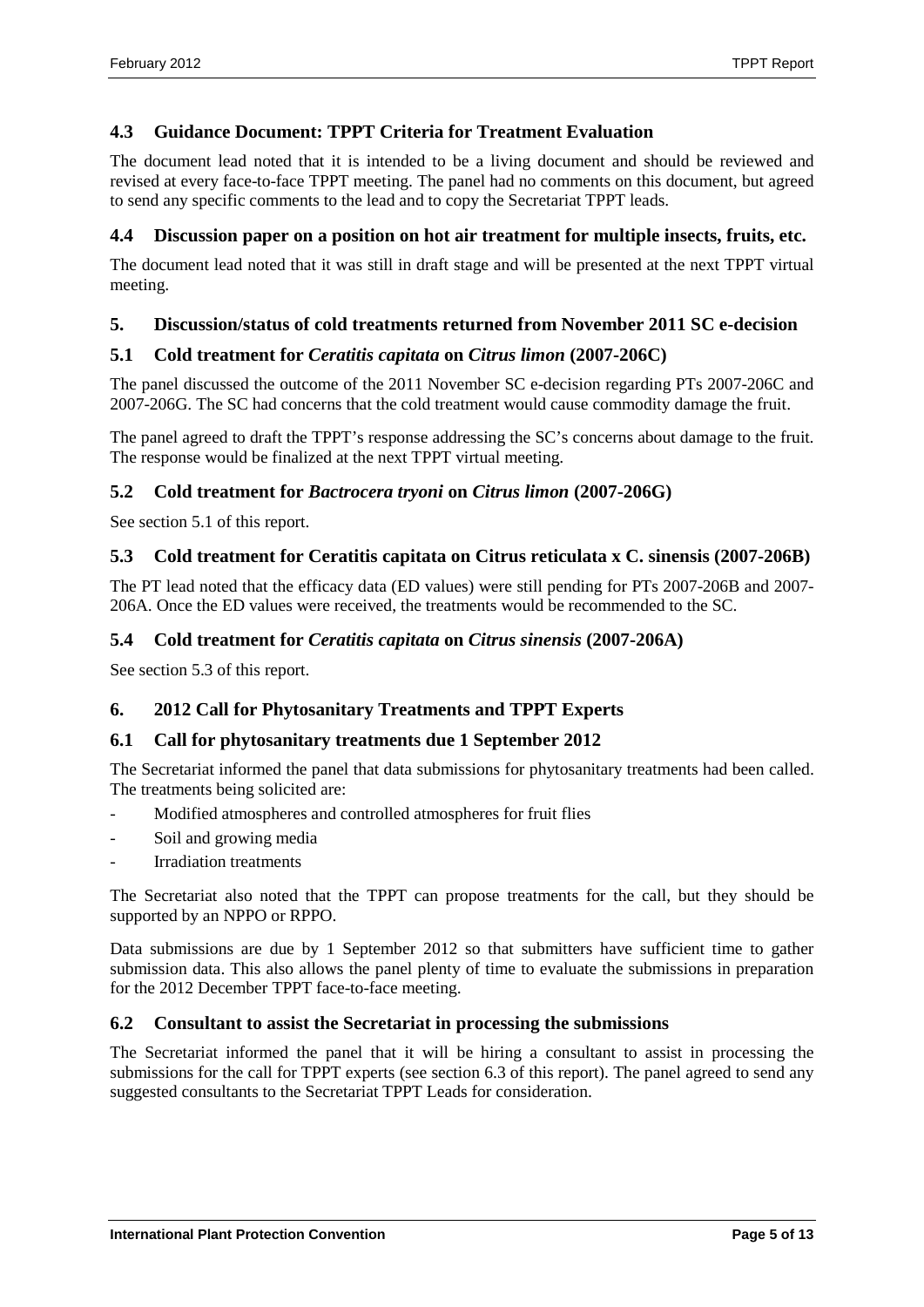### 4.3 Guidance Document: TPPT Criteria for Treatment Evaluation

The document lead noted that it is intended to be a living document and should be reviewed and revised at every face-to-face TPPT meeting. The panel had no comments on this document, but agreed to send any specific comments to the lead and to copy the Secretariat TPPT leads.

### 4.4 Discussion paper on a position on hot air treatment for multiple insects, fruits, etc.

The document lead noted that it was still in draft stage and will be presented at the next TPPT virtual meeting.

## 5. Discussion/status of cold treatments returned from November 2011 SC e-decision

### 5.1 Cold treatment for *Ceratitis capitata* on *Citrus limon* (2007-206C)

The panel discussed the outcome of the 2011 November SC e-decision regarding PTs 2007-206C and 2007-206G. The SC had concerns that the cold treatment would cause commodity damage the fruit.

The panel agreed to draft the TPPT's response addressing the SC's concerns about damage to the fruit. The response would be finalized at the next TPPT virtual meeting.

### 5.2 Cold treatment for *Bactrocera tryoni* on *Citrus limon* (2007-206G)

See section 5.1 of this report.

### 5.3 Cold treatment for Ceratitis capitata on Citrus reticulata x C. sinensis (2007-206B)

The PT lead noted that the efficacy data (ED values) were still pending for PTs 2007-206B and 2007-206A. Once the ED values were received, the treatments would be recommended to the SC.

### 5.4 Cold treatment for *Ceratitis capitata* on *Citrus sinensis* (2007-206A)

See section 5.3 of this report.

## 6. 2012 Call for Phytosanitary Treatments and TPPT Experts

### 6.1 Call for phytosanitary treatments due 1 September 2012

The Secretariat informed the panel that data submissions for phytosanitary treatments had been called. The treatments being solicited are:

- Modified atmospheres and controlled atmospheres for fruit flies
- Soil and growing media
- Irradiation treatments

The Secretariat also noted that the TPPT can propose treatments for the call, but they should be supported by an NPPO or RPPO.

Data submissions are due by 1 September 2012 so that submitters have sufficient time to gather submission data. This also allows the panel plenty of time to evaluate the submissions in preparation for the 2012 December TPPT face-to-face meeting.

### 6.2 Consultant to assist the Secretariat in processing the submissions

The Secretariat informed the panel that it will be hiring a consultant to assist in processing the submissions for the call for TPPT experts (see section 6.3 of this report). The panel agreed to send any suggested consultants to the Secretariat TPPT Leads for consideration.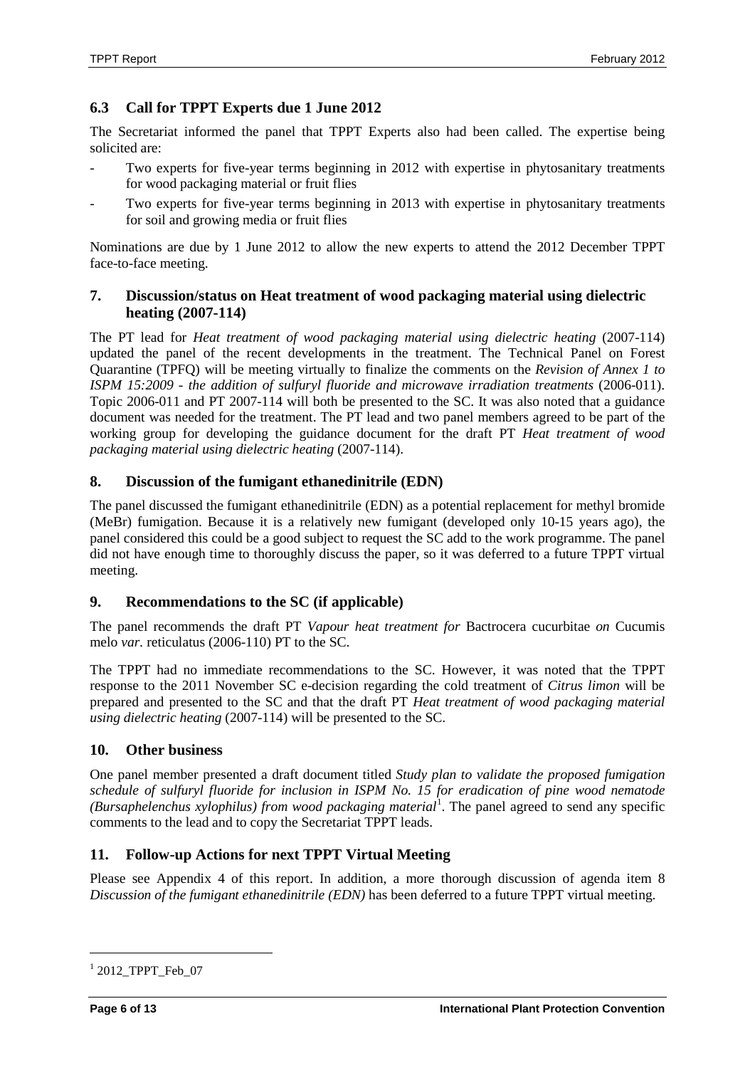### 6.3 Call for TPPT Experts due 1 June 2012

The Secretariat informed the panel that TPPT Experts also had been called. The expertise being solicited are:

- Two experts for five-year terms beginning in 2012 with expertise in phytosanitary treatments for wood packaging material or fruit flies
- Two experts for five-year terms beginning in 2013 with expertise in phytosanitary treatments for soil and growing media or fruit flies

Nominations are due by 1 June 2012 to allow the new experts to attend the 2012 December TPPT face-to-face meeting.

## 7. Discussion/status on Heat treatment of wood packaging material using dielectric heating (2007-114)

The PT lead for *Heat treatment of wood packaging material using dielectric heating* (2007-114) updated the panel of the recent developments in the treatment. The Technical Panel on Forest Quarantine (TPFQ) will be meeting virtually to finalize the comments on the *Revision of Annex 1 to ISPM 15:2009 - the addition of sulfuryl fluoride and microwave irradiation treatments* (2006-011). Topic 2006-011 and PT 2007-114 will both be presented to the SC. It was also noted that a guidance document was needed for the treatment. The PT lead and two panel members agreed to be part of the working group for developing the guidance document for the draft PT *Heat treatment of wood packaging material using dielectric heating* (2007-114).

## 8. Discussion of the fumigant ethanedinitrile (EDN)

The panel discussed the fumigant ethanedinitrile (EDN) as a potential replacement for methyl bromide (MeBr) fumigation. Because it is a relatively new fumigant (developed only 10-15 years ago), the panel considered this could be a good subject to request the SC add to the work programme. The panel did not have enough time to thoroughly discuss the paper, so it was deferred to a future TPPT virtual meeting.

## 9. Recommendations to the SC (if applicable)

The panel recommends the draft PT *Vapour heat treatment for* Bactrocera cucurbitae *on* Cucumis melo *var.* reticulatus (2006-110) PT to the SC.

The TPPT had no immediate recommendations to the SC. However, it was noted that the TPPT response to the 2011 November SC e-decision regarding the cold treatment of *Citrus limon* will be prepared and presented to the SC and that the draft PT *Heat treatment of wood packaging material using dielectric heating* (2007-114) will be presented to the SC.

## 10. Other business

One panel member presented a draft document titled *Study plan to validate the proposed fumigation schedule of sulfuryl fluoride for inclusion in ISPM No. 15 for eradication of pine wood nematode (Bursaphelenchus xylophilus) from wood packaging material*[1]. The panel agreed to send any specific comments to the lead and to copy the Secretariat TPPT leads.

## 11. Follow-up Actions for next TPPT Virtual Meeting

Please see Appendix 4 of this report. In addition, a more thorough discussion of agenda item 8 *Discussion of the fumigant ethanedinitrile (EDN)* has been deferred to a future TPPT virtual meeting.

---

[1] 2012_TPPT_Feb_07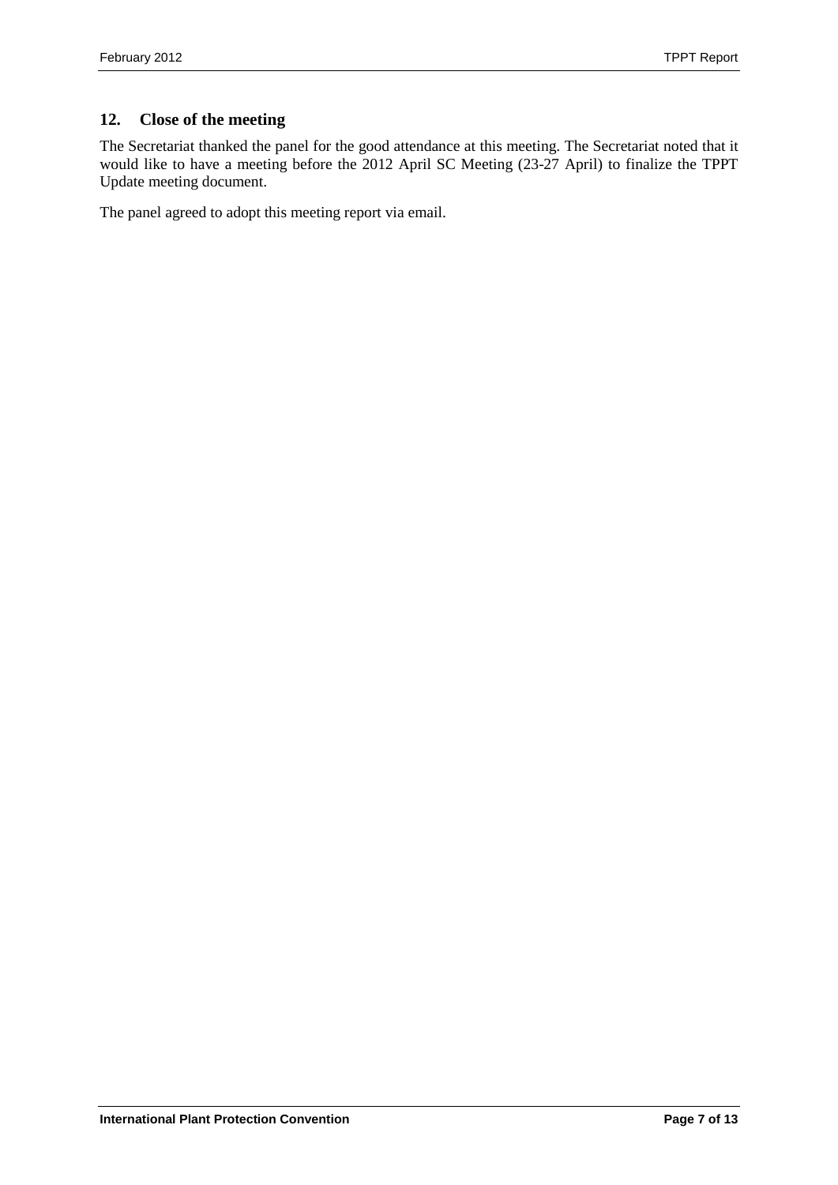## 12. Close of the meeting

The Secretariat thanked the panel for the good attendance at this meeting. The Secretariat noted that it would like to have a meeting before the 2012 April SC Meeting (23-27 April) to finalize the TPPT Update meeting document.

The panel agreed to adopt this meeting report via email.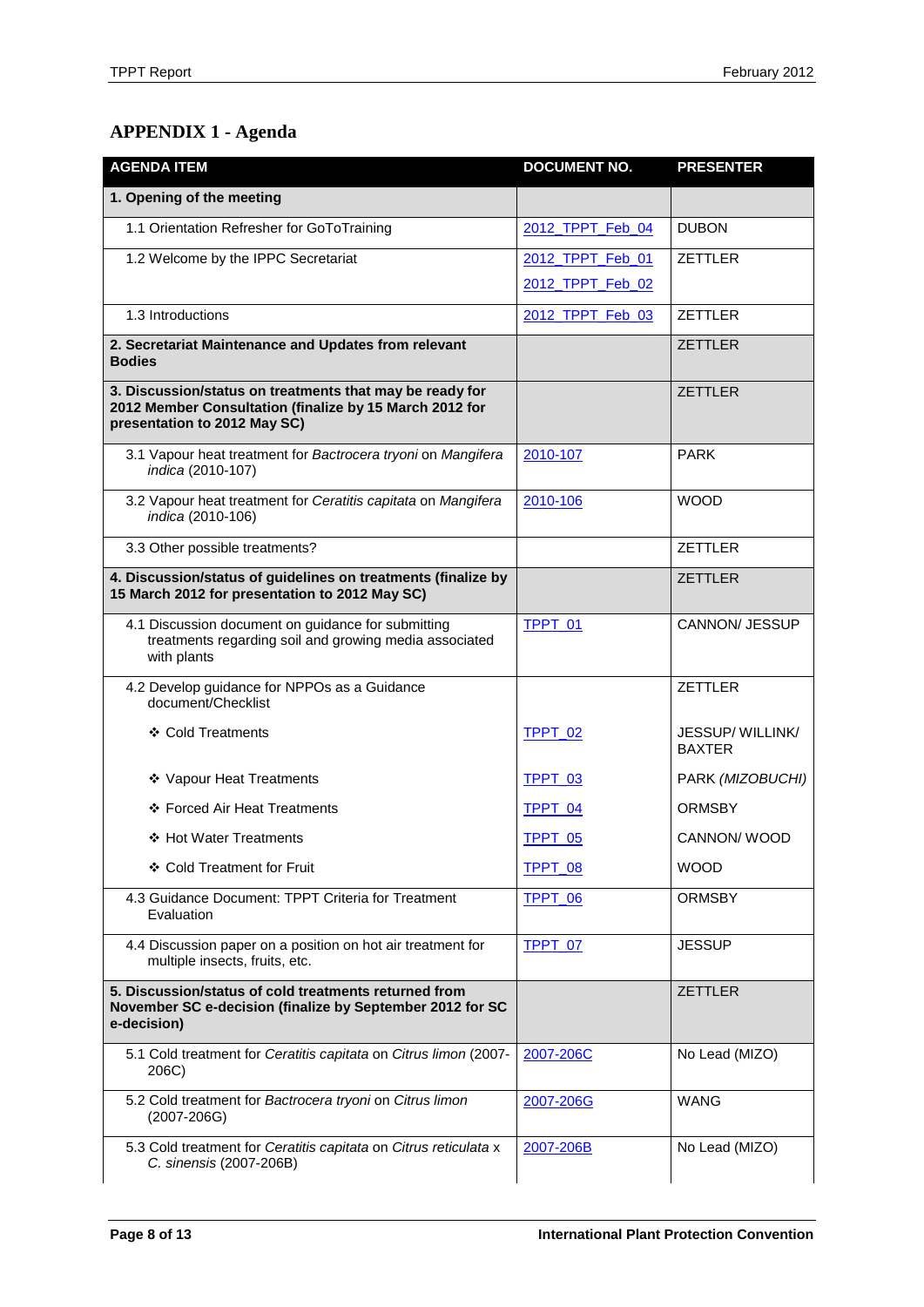## APPENDIX 1 - Agenda

| AGENDA ITEM | DOCUMENT NO. | PRESENTER |
|---|---|---|
| **1. Opening of the meeting** | | |
| 1.1 Orientation Refresher for GoToTraining | 2012_TPPT_Feb_04 | DUBON |
| 1.2 Welcome by the IPPC Secretariat | 2012_TPPT_Feb_01<br>2012_TPPT_Feb_02 | ZETTLER |
| 1.3 Introductions | 2012_TPPT_Feb_03 | ZETTLER |
| **2. Secretariat Maintenance and Updates from relevant Bodies** | | ZETTLER |
| **3. Discussion/status on treatments that may be ready for 2012 Member Consultation (finalize by 15 March 2012 for presentation to 2012 May SC)** | | ZETTLER |
| 3.1 Vapour heat treatment for *Bactrocera tryoni* on *Mangifera indica* (2010-107) | 2010-107 | PARK |
| 3.2 Vapour heat treatment for *Ceratitis capitata* on *Mangifera indica* (2010-106) | 2010-106 | WOOD |
| 3.3 Other possible treatments? | | ZETTLER |
| **4. Discussion/status of guidelines on treatments (finalize by 15 March 2012 for presentation to 2012 May SC)** | | ZETTLER |
| 4.1 Discussion document on guidance for submitting treatments regarding soil and growing media associated with plants | TPPT_01 | CANNON/ JESSUP |
| 4.2 Develop guidance for NPPOs as a Guidance document/Checklist | | ZETTLER |
| ❖ Cold Treatments | TPPT_02 | JESSUP/ WILLINK/ BAXTER |
| ❖ Vapour Heat Treatments | TPPT_03 | PARK *(MIZOBUCHI)* |
| ❖ Forced Air Heat Treatments | TPPT_04 | ORMSBY |
| ❖ Hot Water Treatments | TPPT_05 | CANNON/ WOOD |
| ❖ Cold Treatment for Fruit | TPPT_08 | WOOD |
| 4.3 Guidance Document: TPPT Criteria for Treatment Evaluation | TPPT_06 | ORMSBY |
| 4.4 Discussion paper on a position on hot air treatment for multiple insects, fruits, etc. | TPPT_07 | JESSUP |
| **5. Discussion/status of cold treatments returned from November SC e-decision (finalize by September 2012 for SC e-decision)** | | ZETTLER |
| 5.1 Cold treatment for *Ceratitis capitata* on *Citrus limon* (2007-206C) | 2007-206C | No Lead (MIZO) |
| 5.2 Cold treatment for *Bactrocera tryoni* on *Citrus limon* (2007-206G) | 2007-206G | WANG |
| 5.3 Cold treatment for *Ceratitis capitata* on *Citrus reticulata* x *C. sinensis* (2007-206B) | 2007-206B | No Lead (MIZO) |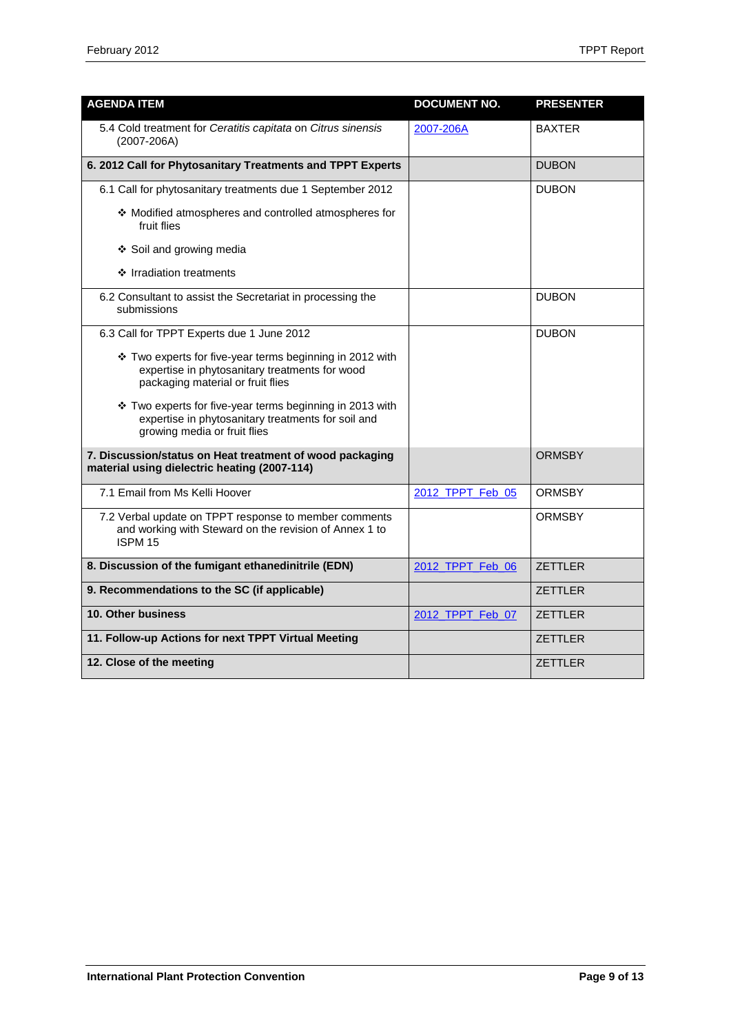| AGENDA ITEM | DOCUMENT NO. | PRESENTER |
|---|---|---|
| 5.4 Cold treatment for *Ceratitis capitata* on *Citrus sinensis* (2007-206A) | 2007-206A | BAXTER |
| **6. 2012 Call for Phytosanitary Treatments and TPPT Experts** | | DUBON |
| 6.1 Call for phytosanitary treatments due 1 September 2012<br>❖ Modified atmospheres and controlled atmospheres for fruit flies<br>❖ Soil and growing media<br>❖ Irradiation treatments | | DUBON |
| 6.2 Consultant to assist the Secretariat in processing the submissions | | DUBON |
| 6.3 Call for TPPT Experts due 1 June 2012<br>❖ Two experts for five-year terms beginning in 2012 with expertise in phytosanitary treatments for wood packaging material or fruit flies<br>❖ Two experts for five-year terms beginning in 2013 with expertise in phytosanitary treatments for soil and growing media or fruit flies | | DUBON |
| **7. Discussion/status on Heat treatment of wood packaging material using dielectric heating (2007-114)** | | ORMSBY |
| 7.1 Email from Ms Kelli Hoover | 2012_TPPT_Feb_05 | ORMSBY |
| 7.2 Verbal update on TPPT response to member comments and working with Steward on the revision of Annex 1 to ISPM 15 | | ORMSBY |
| **8. Discussion of the fumigant ethanedinitrile (EDN)** | 2012_TPPT_Feb_06 | ZETTLER |
| **9. Recommendations to the SC (if applicable)** | | ZETTLER |
| **10. Other business** | 2012_TPPT_Feb_07 | ZETTLER |
| **11. Follow-up Actions for next TPPT Virtual Meeting** | | ZETTLER |
| **12. Close of the meeting** | | ZETTLER |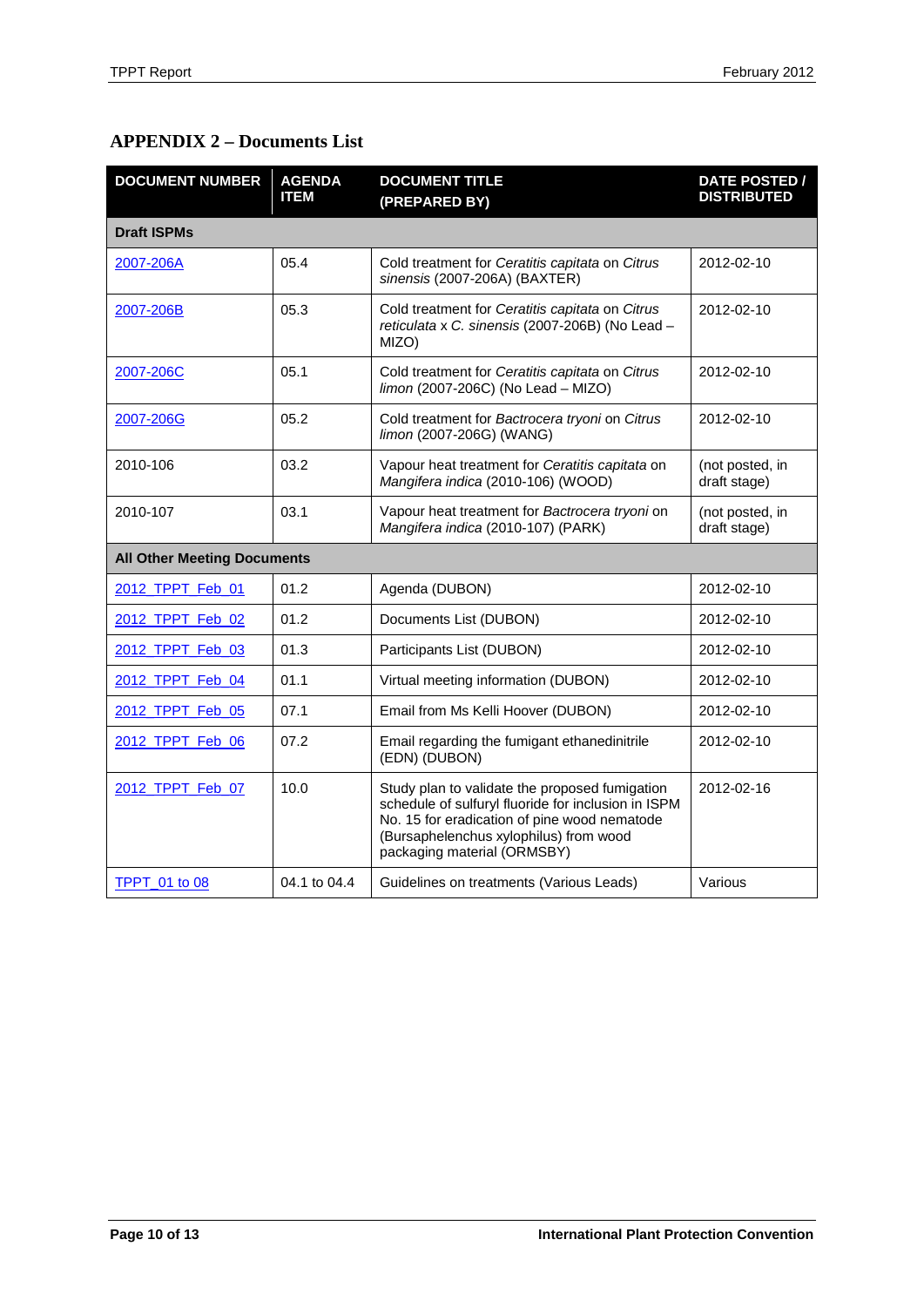## APPENDIX 2 – Documents List

| DOCUMENT NUMBER | AGENDA ITEM | DOCUMENT TITLE (PREPARED BY) | DATE POSTED / DISTRIBUTED |
|---|---|---|---|
| **Draft ISPMs** | | | |
| 2007-206A | 05.4 | Cold treatment for *Ceratitis capitata* on *Citrus sinensis* (2007-206A) (BAXTER) | 2012-02-10 |
| 2007-206B | 05.3 | Cold treatment for *Ceratitis capitata* on *Citrus reticulata* x *C. sinensis* (2007-206B) (No Lead – MIZO) | 2012-02-10 |
| 2007-206C | 05.1 | Cold treatment for *Ceratitis capitata* on *Citrus limon* (2007-206C) (No Lead – MIZO) | 2012-02-10 |
| 2007-206G | 05.2 | Cold treatment for *Bactrocera tryoni* on *Citrus limon* (2007-206G) (WANG) | 2012-02-10 |
| 2010-106 | 03.2 | Vapour heat treatment for *Ceratitis capitata* on *Mangifera indica* (2010-106) (WOOD) | (not posted, in draft stage) |
| 2010-107 | 03.1 | Vapour heat treatment for *Bactrocera tryoni* on *Mangifera indica* (2010-107) (PARK) | (not posted, in draft stage) |
| **All Other Meeting Documents** | | | |
| 2012_TPPT_Feb_01 | 01.2 | Agenda (DUBON) | 2012-02-10 |
| 2012_TPPT_Feb_02 | 01.2 | Documents List (DUBON) | 2012-02-10 |
| 2012_TPPT_Feb_03 | 01.3 | Participants List (DUBON) | 2012-02-10 |
| 2012_TPPT_Feb_04 | 01.1 | Virtual meeting information (DUBON) | 2012-02-10 |
| 2012_TPPT_Feb_05 | 07.1 | Email from Ms Kelli Hoover (DUBON) | 2012-02-10 |
| 2012_TPPT_Feb_06 | 07.2 | Email regarding the fumigant ethanedinitrile (EDN) (DUBON) | 2012-02-10 |
| 2012_TPPT_Feb_07 | 10.0 | Study plan to validate the proposed fumigation schedule of sulfuryl fluoride for inclusion in ISPM No. 15 for eradication of pine wood nematode (Bursaphelenchus xylophilus) from wood packaging material (ORMSBY) | 2012-02-16 |
| TPPT_01 to 08 | 04.1 to 04.4 | Guidelines on treatments (Various Leads) | Various |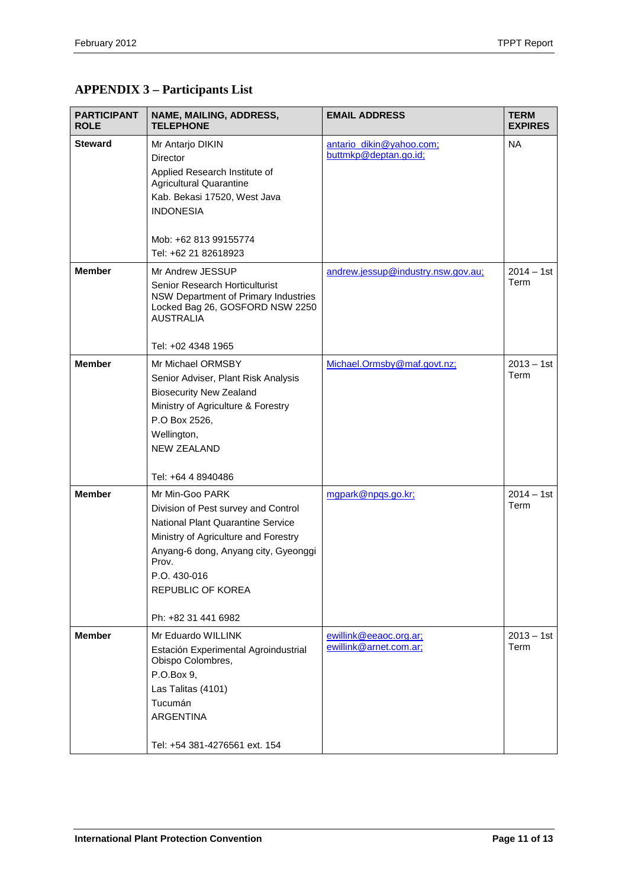## APPENDIX 3 – Participants List

| PARTICIPANT ROLE | NAME, MAILING, ADDRESS, TELEPHONE | EMAIL ADDRESS | TERM EXPIRES |
|---|---|---|---|
| **Steward** | Mr Antarjo DIKIN<br>Director<br>Applied Research Institute of Agricultural Quarantine<br>Kab. Bekasi 17520, West Java<br>INDONESIA<br><br>Mob: +62 813 99155774<br>Tel: +62 21 82618923 | antario_dikin@yahoo.com;<br>buttmkp@deptan.go.id; | NA |
| **Member** | Mr Andrew JESSUP<br>Senior Research Horticulturist<br>NSW Department of Primary Industries<br>Locked Bag 26, GOSFORD NSW 2250<br>AUSTRALIA<br><br>Tel: +02 4348 1965 | andrew.jessup@industry.nsw.gov.au; | 2014 – 1st Term |
| **Member** | Mr Michael ORMSBY<br>Senior Adviser, Plant Risk Analysis<br>Biosecurity New Zealand<br>Ministry of Agriculture & Forestry<br>P.O Box 2526,<br>Wellington,<br>NEW ZEALAND<br><br>Tel: +64 4 8940486 | Michael.Ormsby@maf.govt.nz; | 2013 – 1st Term |
| **Member** | Mr Min-Goo PARK<br>Division of Pest survey and Control<br>National Plant Quarantine Service<br>Ministry of Agriculture and Forestry<br>Anyang-6 dong, Anyang city, Gyeonggi Prov.<br>P.O. 430-016<br>REPUBLIC OF KOREA<br><br>Ph: +82 31 441 6982 | mgpark@npqs.go.kr; | 2014 – 1st Term |
| **Member** | Mr Eduardo WILLINK<br>Estación Experimental Agroindustrial Obispo Colombres,<br>P.O.Box 9,<br>Las Talitas (4101)<br>Tucumán<br>ARGENTINA<br><br>Tel: +54 381-4276561 ext. 154 | ewillink@eeaoc.org.ar;<br>ewillink@arnet.com.ar; | 2013 – 1st Term |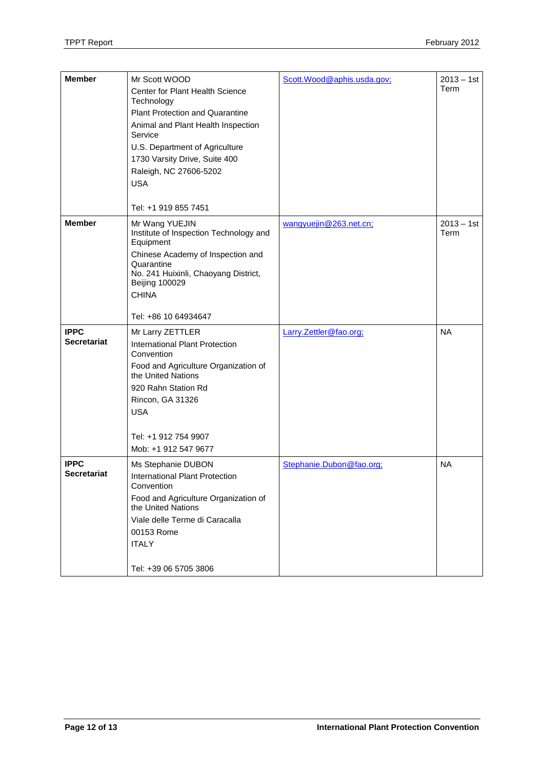| **Member** | Mr Scott WOOD<br>Center for Plant Health Science Technology<br>Plant Protection and Quarantine<br>Animal and Plant Health Inspection Service<br>U.S. Department of Agriculture<br>1730 Varsity Drive, Suite 400<br>Raleigh, NC 27606-5202<br>USA<br><br>Tel: +1 919 855 7451 | Scott.Wood@aphis.usda.gov; | 2013 – 1st Term |
|---|---|---|---|
| **Member** | Mr Wang YUEJIN<br>Institute of Inspection Technology and Equipment<br>Chinese Academy of Inspection and Quarantine<br>No. 241 Huixinli, Chaoyang District, Beijing 100029<br>CHINA<br><br>Tel: +86 10 64934647 | wangyuejin@263.net.cn; | 2013 – 1st Term |
| **IPPC Secretariat** | Mr Larry ZETTLER<br>International Plant Protection Convention<br>Food and Agriculture Organization of the United Nations<br>920 Rahn Station Rd<br>Rincon, GA 31326<br>USA<br><br>Tel: +1 912 754 9907<br>Mob: +1 912 547 9677 | Larry.Zettler@fao.org; | NA |
| **IPPC Secretariat** | Ms Stephanie DUBON<br>International Plant Protection Convention<br>Food and Agriculture Organization of the United Nations<br>Viale delle Terme di Caracalla<br>00153 Rome<br>ITALY<br><br>Tel: +39 06 5705 3806 | Stephanie.Dubon@fao.org; | NA |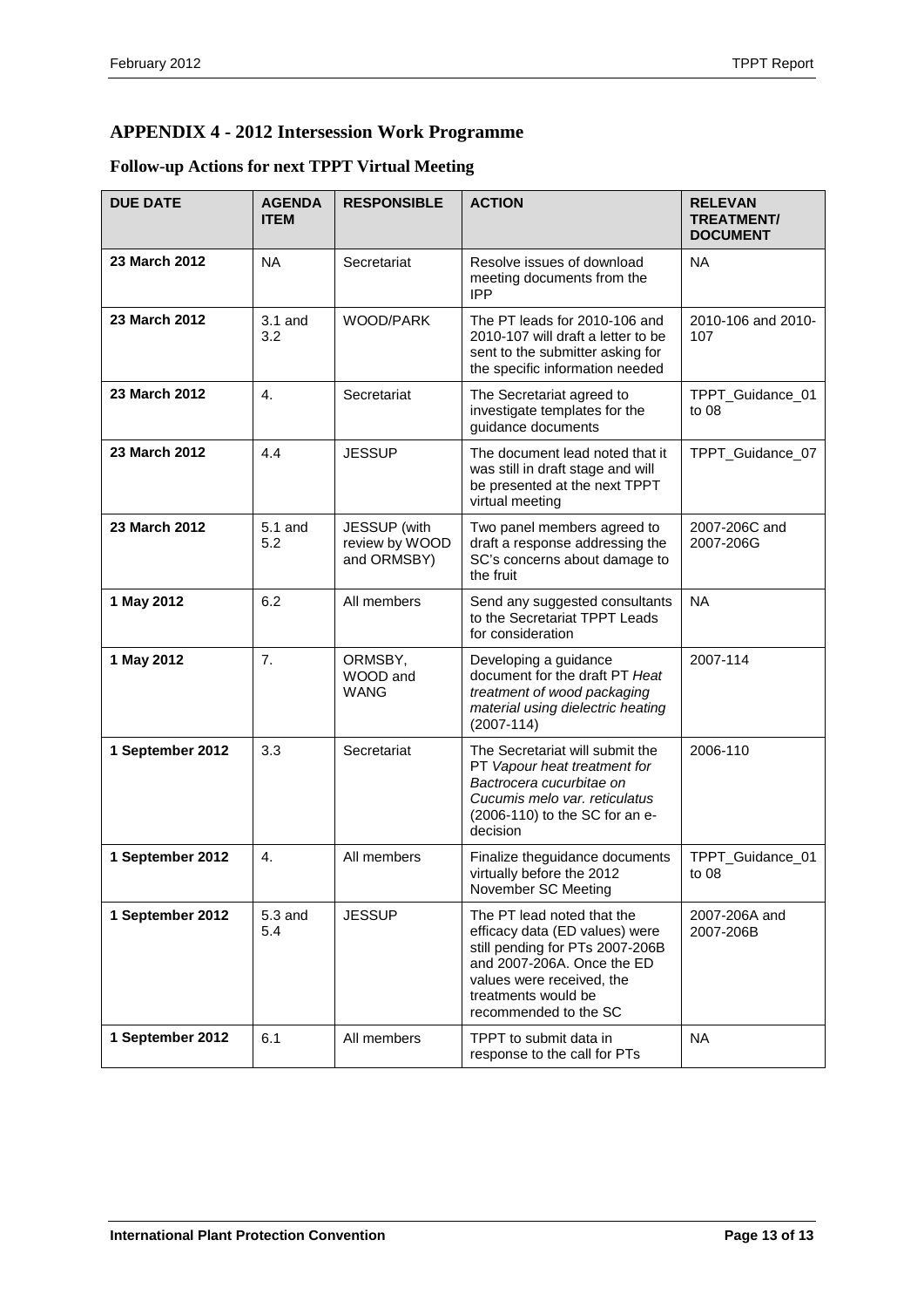## APPENDIX 4 - 2012 Intersession Work Programme

### Follow-up Actions for next TPPT Virtual Meeting

| DUE DATE | AGENDA ITEM | RESPONSIBLE | ACTION | RELEVAN TREATMENT/ DOCUMENT |
|---|---|---|---|---|
| **23 March 2012** | NA | Secretariat | Resolve issues of download meeting documents from the IPP | NA |
| **23 March 2012** | 3.1 and 3.2 | WOOD/PARK | The PT leads for 2010-106 and 2010-107 will draft a letter to be sent to the submitter asking for the specific information needed | 2010-106 and 2010-107 |
| **23 March 2012** | 4. | Secretariat | The Secretariat agreed to investigate templates for the guidance documents | TPPT_Guidance_01 to 08 |
| **23 March 2012** | 4.4 | JESSUP | The document lead noted that it was still in draft stage and will be presented at the next TPPT virtual meeting | TPPT_Guidance_07 |
| **23 March 2012** | 5.1 and 5.2 | JESSUP (with review by WOOD and ORMSBY) | Two panel members agreed to draft a response addressing the SC's concerns about damage to the fruit | 2007-206C and 2007-206G |
| **1 May 2012** | 6.2 | All members | Send any suggested consultants to the Secretariat TPPT Leads for consideration | NA |
| **1 May 2012** | 7. | ORMSBY, WOOD and WANG | Developing a guidance document for the draft PT *Heat treatment of wood packaging material using dielectric heating* (2007-114) | 2007-114 |
| **1 September 2012** | 3.3 | Secretariat | The Secretariat will submit the PT *Vapour heat treatment for Bactrocera cucurbitae on Cucumis melo var. reticulatus* (2006-110) to the SC for an e-decision | 2006-110 |
| **1 September 2012** | 4. | All members | Finalize theguidance documents virtually before the 2012 November SC Meeting | TPPT_Guidance_01 to 08 |
| **1 September 2012** | 5.3 and 5.4 | JESSUP | The PT lead noted that the efficacy data (ED values) were still pending for PTs 2007-206B and 2007-206A. Once the ED values were received, the treatments would be recommended to the SC | 2007-206A and 2007-206B |
| **1 September 2012** | 6.1 | All members | TPPT to submit data in response to the call for PTs | NA |